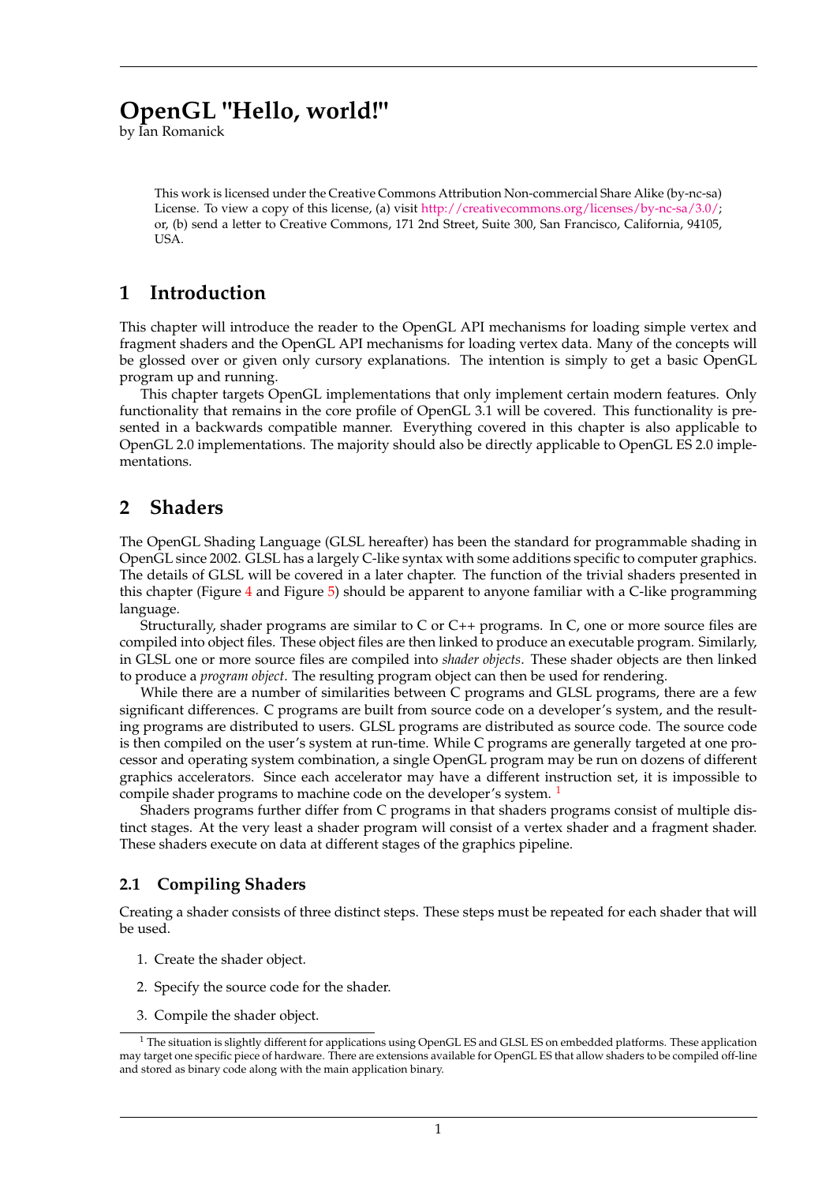# OpenGL "Hello, world!"

by Ian Romanick

> This work is licensed under the Creative Commons Attribution Non-commercial Share Alike (by-nc-sa) License. To view a copy of this license, (a) visit http://creativecommons.org/licenses/by-nc-sa/3.0/; or, (b) send a letter to Creative Commons, 171 2nd Street, Suite 300, San Francisco, California, 94105, USA.

## 1 Introduction

This chapter will introduce the reader to the OpenGL API mechanisms for loading simple vertex and fragment shaders and the OpenGL API mechanisms for loading vertex data. Many of the concepts will be glossed over or given only cursory explanations. The intention is simply to get a basic OpenGL program up and running.

This chapter targets OpenGL implementations that only implement certain modern features. Only functionality that remains in the core profile of OpenGL 3.1 will be covered. This functionality is presented in a backwards compatible manner. Everything covered in this chapter is also applicable to OpenGL 2.0 implementations. The majority should also be directly applicable to OpenGL ES 2.0 implementations.

## 2 Shaders

The OpenGL Shading Language (GLSL hereafter) has been the standard for programmable shading in OpenGL since 2002. GLSL has a largely C-like syntax with some additions specific to computer graphics. The details of GLSL will be covered in a later chapter. The function of the trivial shaders presented in this chapter (Figure 4 and Figure 5) should be apparent to anyone familiar with a C-like programming language.

Structurally, shader programs are similar to C or C++ programs. In C, one or more source files are compiled into object files. These object files are then linked to produce an executable program. Similarly, in GLSL one or more source files are compiled into *shader objects*. These shader objects are then linked to produce a *program object*. The resulting program object can then be used for rendering.

While there are a number of similarities between C programs and GLSL programs, there are a few significant differences. C programs are built from source code on a developer's system, and the resulting programs are distributed to users. GLSL programs are distributed as source code. The source code is then compiled on the user's system at run-time. While C programs are generally targeted at one processor and operating system combination, a single OpenGL program may be run on dozens of different graphics accelerators. Since each accelerator may have a different instruction set, it is impossible to compile shader programs to machine code on the developer's system. [1]

Shaders programs further differ from C programs in that shaders programs consist of multiple distinct stages. At the very least a shader program will consist of a vertex shader and a fragment shader. These shaders execute on data at different stages of the graphics pipeline.

### 2.1 Compiling Shaders

Creating a shader consists of three distinct steps. These steps must be repeated for each shader that will be used.

1. Create the shader object.
2. Specify the source code for the shader.
3. Compile the shader object.

[1] The situation is slightly different for applications using OpenGL ES and GLSL ES on embedded platforms. These application may target one specific piece of hardware. There are extensions available for OpenGL ES that allow shaders to be compiled off-line and stored as binary code along with the main application binary.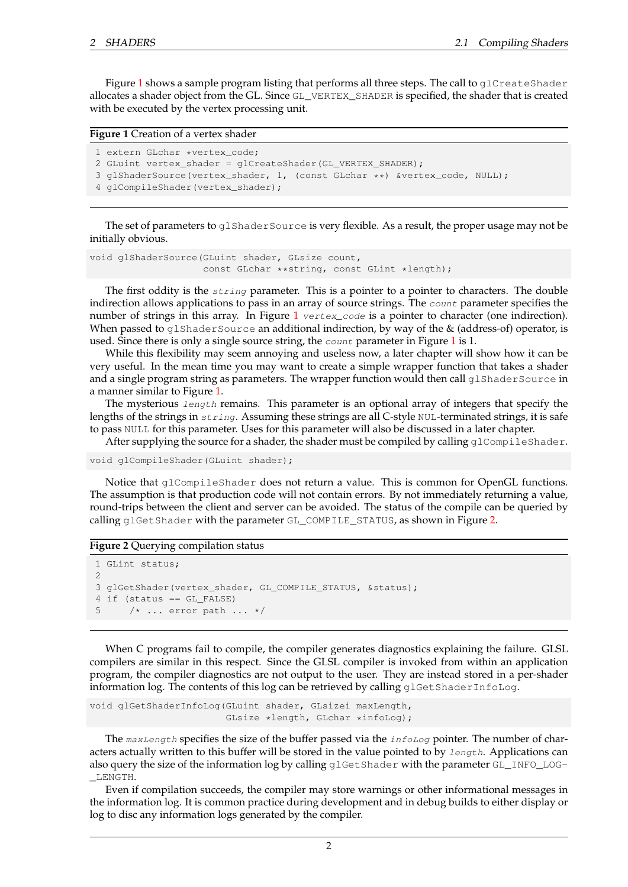Figure 1 shows a sample program listing that performs all three steps. The call to `glCreateShader` allocates a shader object from the GL. Since `GL_VERTEX_SHADER` is specified, the shader that is created with be executed by the vertex processing unit.

**Figure 1** Creation of a vertex shader

```
1 extern GLchar *vertex_code;
2 GLuint vertex_shader = glCreateShader(GL_VERTEX_SHADER);
3 glShaderSource(vertex_shader, 1, (const GLchar **) &vertex_code, NULL);
4 glCompileShader(vertex_shader);
```

The set of parameters to `glShaderSource` is very flexible. As a result, the proper usage may not be initially obvious.

```
void glShaderSource(GLuint shader, GLsize count,
                    const GLchar **string, const GLint *length);
```

The first oddity is the *`string`* parameter. This is a pointer to a pointer to characters. The double indirection allows applications to pass in an array of source strings. The *`count`* parameter specifies the number of strings in this array. In Figure 1 *`vertex_code`* is a pointer to character (one indirection). When passed to `glShaderSource` an additional indirection, by way of the & (address-of) operator, is used. Since there is only a single source string, the *`count`* parameter in Figure 1 is 1.

While this flexibility may seem annoying and useless now, a later chapter will show how it can be very useful. In the mean time you may want to create a simple wrapper function that takes a shader and a single program string as parameters. The wrapper function would then call `glShaderSource` in a manner similar to Figure 1.

The mysterious *`length`* remains. This parameter is an optional array of integers that specify the lengths of the strings in *`string`*. Assuming these strings are all C-style `NUL`-terminated strings, it is safe to pass `NULL` for this parameter. Uses for this parameter will also be discussed in a later chapter.

After supplying the source for a shader, the shader must be compiled by calling `glCompileShader`.

```
void glCompileShader(GLuint shader);
```

Notice that `glCompileShader` does not return a value. This is common for OpenGL functions. The assumption is that production code will not contain errors. By not immediately returning a value, round-trips between the client and server can be avoided. The status of the compile can be queried by calling `glGetShader` with the parameter `GL_COMPILE_STATUS`, as shown in Figure 2.

**Figure 2** Querying compilation status

```
1 GLint status;
2
3 glGetShader(vertex_shader, GL_COMPILE_STATUS, &status);
4 if (status == GL_FALSE)
5     /* ... error path ... */
```

When C programs fail to compile, the compiler generates diagnostics explaining the failure. GLSL compilers are similar in this respect. Since the GLSL compiler is invoked from within an application program, the compiler diagnostics are not output to the user. They are instead stored in a per-shader information log. The contents of this log can be retrieved by calling `glGetShaderInfoLog`.

```
void glGetShaderInfoLog(GLuint shader, GLsizei maxLength,
                        GLsize *length, GLchar *infoLog);
```

The *`maxLength`* specifies the size of the buffer passed via the *`infoLog`* pointer. The number of characters actually written to this buffer will be stored in the value pointed to by *`length`*. Applications can also query the size of the information log by calling `glGetShader` with the parameter `GL_INFO_LOG_LENGTH`.

Even if compilation succeeds, the compiler may store warnings or other informational messages in the information log. It is common practice during development and in debug builds to either display or log to disc any information logs generated by the compiler.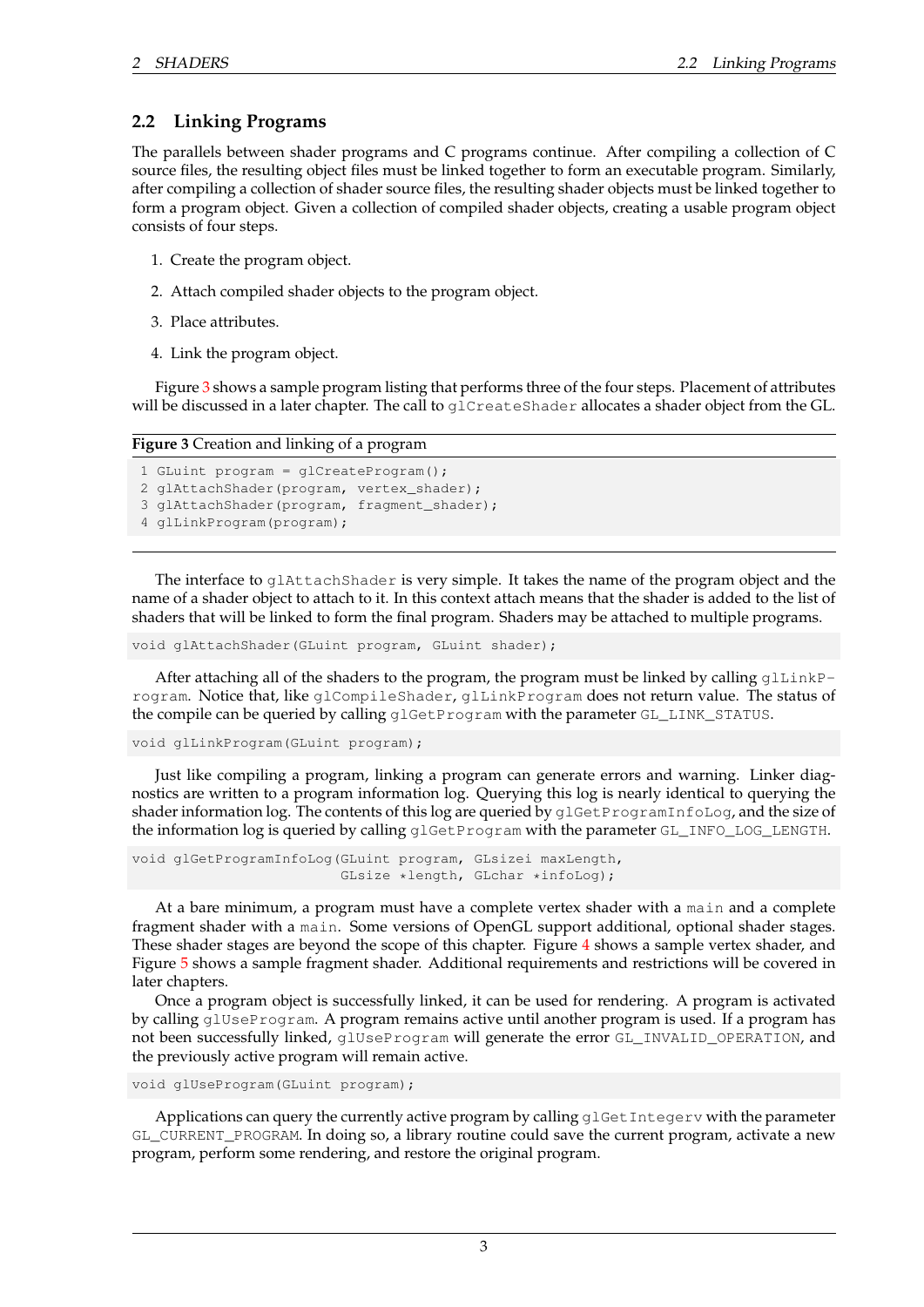## 2.2 Linking Programs

The parallels between shader programs and C programs continue. After compiling a collection of C source files, the resulting object files must be linked together to form an executable program. Similarly, after compiling a collection of shader source files, the resulting shader objects must be linked together to form a program object. Given a collection of compiled shader objects, creating a usable program object consists of four steps.

1. Create the program object.
2. Attach compiled shader objects to the program object.
3. Place attributes.
4. Link the program object.

Figure 3 shows a sample program listing that performs three of the four steps. Placement of attributes will be discussed in a later chapter. The call to `glCreateShader` allocates a shader object from the GL.

**Figure 3** Creation and linking of a program

```
1 GLuint program = glCreateProgram();
2 glAttachShader(program, vertex_shader);
3 glAttachShader(program, fragment_shader);
4 glLinkProgram(program);
```

The interface to `glAttachShader` is very simple. It takes the name of the program object and the name of a shader object to attach to it. In this context attach means that the shader is added to the list of shaders that will be linked to form the final program. Shaders may be attached to multiple programs.

```
void glAttachShader(GLuint program, GLuint shader);
```

After attaching all of the shaders to the program, the program must be linked by calling `glLinkProgram`. Notice that, like `glCompileShader`, `glLinkProgram` does not return value. The status of the compile can be queried by calling `glGetProgram` with the parameter `GL_LINK_STATUS`.

```
void glLinkProgram(GLuint program);
```

Just like compiling a program, linking a program can generate errors and warning. Linker diagnostics are written to a program information log. Querying this log is nearly identical to querying the shader information log. The contents of this log are queried by `glGetProgramInfoLog`, and the size of the information log is queried by calling `glGetProgram` with the parameter `GL_INFO_LOG_LENGTH`.

```
void glGetProgramInfoLog(GLuint program, GLsizei maxLength,
                         GLsize *length, GLchar *infoLog);
```

At a bare minimum, a program must have a complete vertex shader with a `main` and a complete fragment shader with a `main`. Some versions of OpenGL support additional, optional shader stages. These shader stages are beyond the scope of this chapter. Figure 4 shows a sample vertex shader, and Figure 5 shows a sample fragment shader. Additional requirements and restrictions will be covered in later chapters.

Once a program object is successfully linked, it can be used for rendering. A program is activated by calling `glUseProgram`. A program remains active until another program is used. If a program has not been successfully linked, `glUseProgram` will generate the error `GL_INVALID_OPERATION`, and the previously active program will remain active.

```
void glUseProgram(GLuint program);
```

Applications can query the currently active program by calling `glGetIntegerv` with the parameter `GL_CURRENT_PROGRAM`. In doing so, a library routine could save the current program, activate a new program, perform some rendering, and restore the original program.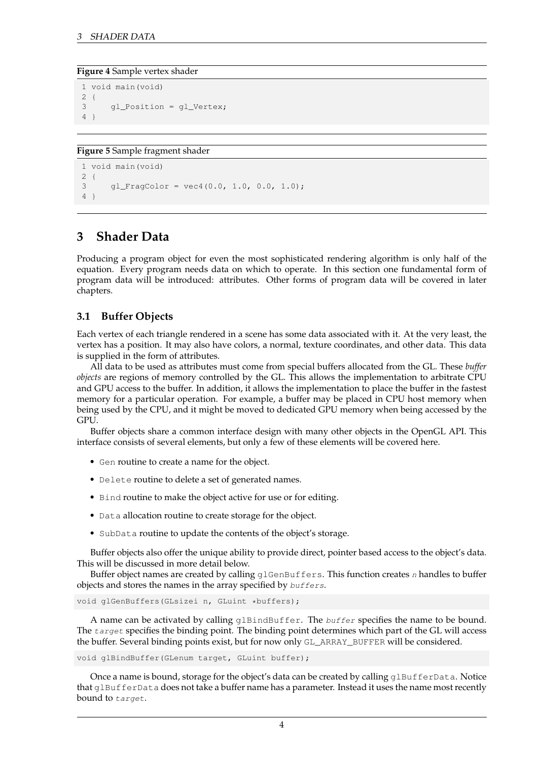**Figure 4** Sample vertex shader

```
1 void main(void)
2 {
3     gl_Position = gl_Vertex;
4 }
```

**Figure 5** Sample fragment shader

```
1 void main(void)
2 {
3     gl_FragColor = vec4(0.0, 1.0, 0.0, 1.0);
4 }
```

# 3 Shader Data

Producing a program object for even the most sophisticated rendering algorithm is only half of the equation. Every program needs data on which to operate. In this section one fundamental form of program data will be introduced: attributes. Other forms of program data will be covered in later chapters.

## 3.1 Buffer Objects

Each vertex of each triangle rendered in a scene has some data associated with it. At the very least, the vertex has a position. It may also have colors, a normal, texture coordinates, and other data. This data is supplied in the form of attributes.

All data to be used as attributes must come from special buffers allocated from the GL. These *buffer objects* are regions of memory controlled by the GL. This allows the implementation to arbitrate CPU and GPU access to the buffer. In addition, it allows the implementation to place the buffer in the fastest memory for a particular operation. For example, a buffer may be placed in CPU host memory when being used by the CPU, and it might be moved to dedicated GPU memory when being accessed by the GPU.

Buffer objects share a common interface design with many other objects in the OpenGL API. This interface consists of several elements, but only a few of these elements will be covered here.

- `Gen` routine to create a name for the object.
- `Delete` routine to delete a set of generated names.
- `Bind` routine to make the object active for use or for editing.
- `Data` allocation routine to create storage for the object.
- `SubData` routine to update the contents of the object's storage.

Buffer objects also offer the unique ability to provide direct, pointer based access to the object's data. This will be discussed in more detail below.

Buffer object names are created by calling `glGenBuffers`. This function creates *n* handles to buffer objects and stores the names in the array specified by *buffers*.

```
void glGenBuffers(GLsizei n, GLuint *buffers);
```

A name can be activated by calling `glBindBuffer`. The *buffer* specifies the name to be bound. The *target* specifies the binding point. The binding point determines which part of the GL will access the buffer. Several binding points exist, but for now only `GL_ARRAY_BUFFER` will be considered.

```
void glBindBuffer(GLenum target, GLuint buffer);
```

Once a name is bound, storage for the object's data can be created by calling `glBufferData`. Notice that `glBufferData` does not take a buffer name has a parameter. Instead it uses the name most recently bound to *target*.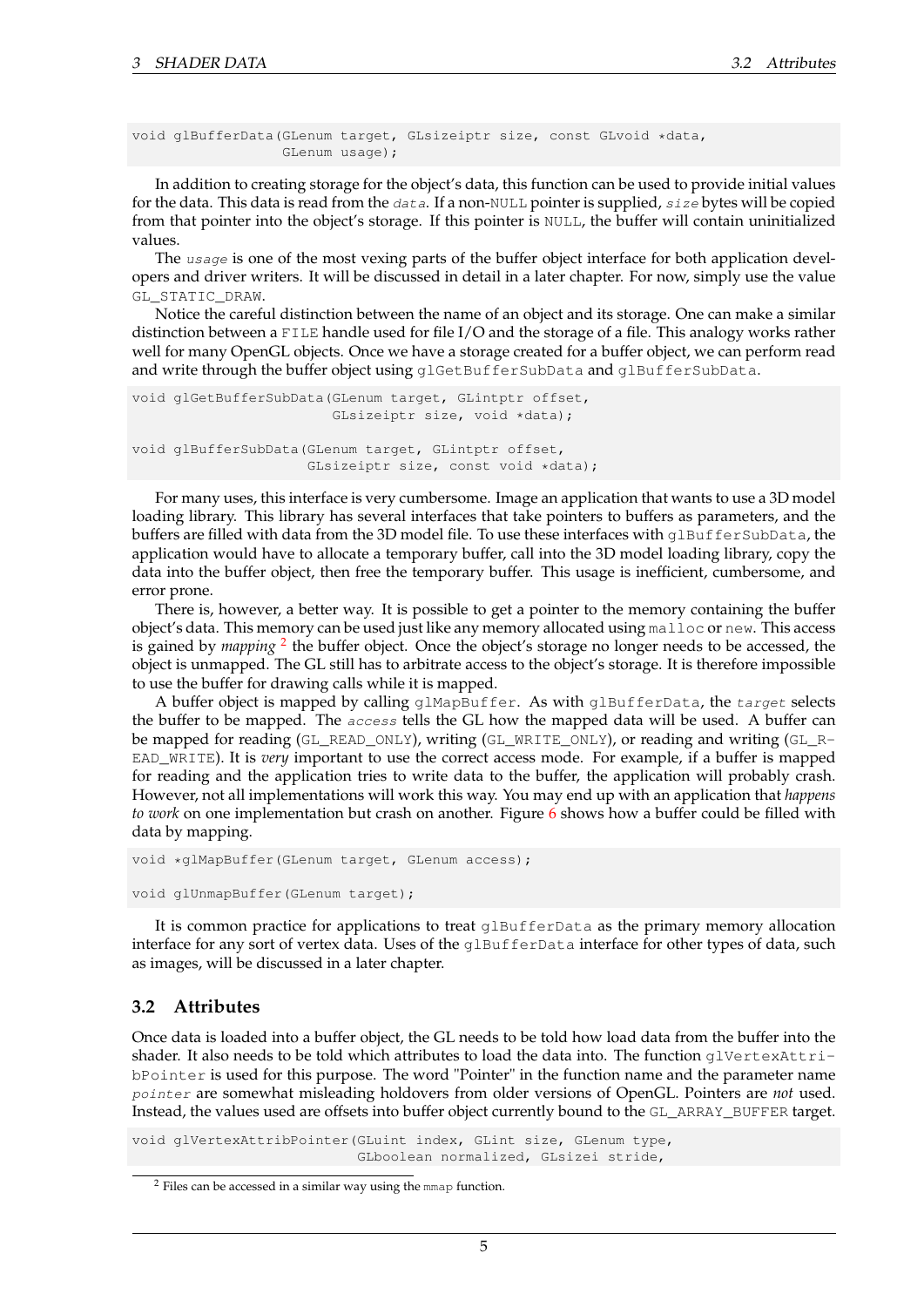```
void glBufferData(GLenum target, GLsizeiptr size, const GLvoid *data,
                  GLenum usage);
```

In addition to creating storage for the object's data, this function can be used to provide initial values for the data. This data is read from the *data*. If a non-NULL pointer is supplied, *size* bytes will be copied from that pointer into the object's storage. If this pointer is NULL, the buffer will contain uninitialized values.

The *usage* is one of the most vexing parts of the buffer object interface for both application developers and driver writers. It will be discussed in detail in a later chapter. For now, simply use the value GL_STATIC_DRAW.

Notice the careful distinction between the name of an object and its storage. One can make a similar distinction between a FILE handle used for file I/O and the storage of a file. This analogy works rather well for many OpenGL objects. Once we have a storage created for a buffer object, we can perform read and write through the buffer object using glGetBufferSubData and glBufferSubData.

```
void glGetBufferSubData(GLenum target, GLintptr offset,
                        GLsizeiptr size, void *data);

void glBufferSubData(GLenum target, GLintptr offset,
                     GLsizeiptr size, const void *data);
```

For many uses, this interface is very cumbersome. Image an application that wants to use a 3D model loading library. This library has several interfaces that take pointers to buffers as parameters, and the buffers are filled with data from the 3D model file. To use these interfaces with glBufferSubData, the application would have to allocate a temporary buffer, call into the 3D model loading library, copy the data into the buffer object, then free the temporary buffer. This usage is inefficient, cumbersome, and error prone.

There is, however, a better way. It is possible to get a pointer to the memory containing the buffer object's data. This memory can be used just like any memory allocated using malloc or new. This access is gained by *mapping* [2] the buffer object. Once the object's storage no longer needs to be accessed, the object is unmapped. The GL still has to arbitrate access to the object's storage. It is therefore impossible to use the buffer for drawing calls while it is mapped.

A buffer object is mapped by calling glMapBuffer. As with glBufferData, the *target* selects the buffer to be mapped. The *access* tells the GL how the mapped data will be used. A buffer can be mapped for reading (GL_READ_ONLY), writing (GL_WRITE_ONLY), or reading and writing (GL_READ_WRITE). It is *very* important to use the correct access mode. For example, if a buffer is mapped for reading and the application tries to write data to the buffer, the application will probably crash. However, not all implementations will work this way. You may end up with an application that *happens to work* on one implementation but crash on another. Figure 6 shows how a buffer could be filled with data by mapping.

```
void *glMapBuffer(GLenum target, GLenum access);

void glUnmapBuffer(GLenum target);
```

It is common practice for applications to treat glBufferData as the primary memory allocation interface for any sort of vertex data. Uses of the glBufferData interface for other types of data, such as images, will be discussed in a later chapter.

## 3.2 Attributes

Once data is loaded into a buffer object, the GL needs to be told how load data from the buffer into the shader. It also needs to be told which attributes to load the data into. The function glVertexAttribPointer is used for this purpose. The word "Pointer" in the function name and the parameter name *pointer* are somewhat misleading holdovers from older versions of OpenGL. Pointers are *not* used. Instead, the values used are offsets into buffer object currently bound to the GL_ARRAY_BUFFER target.

```
void glVertexAttribPointer(GLuint index, GLint size, GLenum type,
                           GLboolean normalized, GLsizei stride,
```

[2] Files can be accessed in a similar way using the mmap function.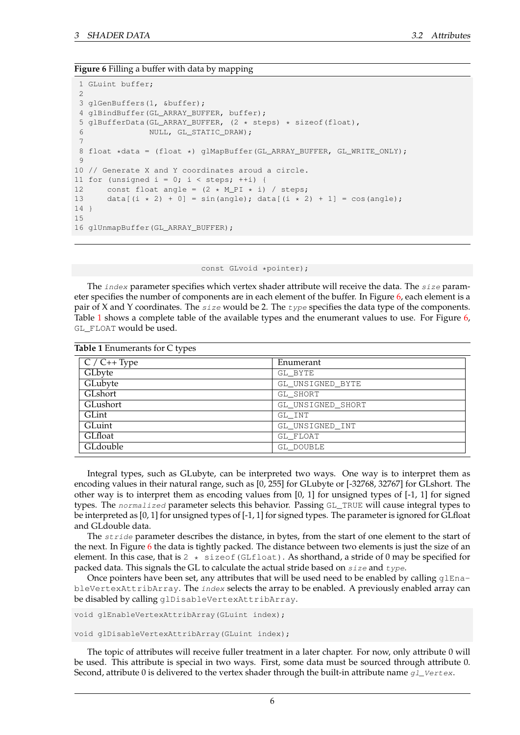**Figure 6** Filling a buffer with data by mapping

```
 1 GLuint buffer;
 2
 3 glGenBuffers(1, &buffer);
 4 glBindBuffer(GL_ARRAY_BUFFER, buffer);
 5 glBufferData(GL_ARRAY_BUFFER, (2 * steps) * sizeof(float),
 6              NULL, GL_STATIC_DRAW);
 7
 8 float *data = (float *) glMapBuffer(GL_ARRAY_BUFFER, GL_WRITE_ONLY);
 9
10 // Generate X and Y coordinates aroud a circle.
11 for (unsigned i = 0; i < steps; ++i) {
12     const float angle = (2 * M_PI * i) / steps;
13     data[(i * 2) + 0] = sin(angle); data[(i * 2) + 1] = cos(angle);
14 }
15
16 glUnmapBuffer(GL_ARRAY_BUFFER);
```

```
                                    const GLvoid *pointer);
```

The *index* parameter specifies which vertex shader attribute will receive the data. The *size* parameter specifies the number of components are in each element of the buffer. In Figure 6, each element is a pair of X and Y coordinates. The *size* would be 2. The *type* specifies the data type of the components. Table 1 shows a complete table of the available types and the enumerant values to use. For Figure 6, `GL_FLOAT` would be used.

**Table 1** Enumerants for C types

| C / C++ Type | Enumerant |
|---|---|
| GLbyte | `GL_BYTE` |
| GLubyte | `GL_UNSIGNED_BYTE` |
| GLshort | `GL_SHORT` |
| GLushort | `GL_UNSIGNED_SHORT` |
| GLint | `GL_INT` |
| GLuint | `GL_UNSIGNED_INT` |
| GLfloat | `GL_FLOAT` |
| GLdouble | `GL_DOUBLE` |

Integral types, such as GLubyte, can be interpreted two ways. One way is to interpret them as encoding values in their natural range, such as [0, 255] for GLubyte or [-32768, 32767] for GLshort. The other way is to interpret them as encoding values from [0, 1] for unsigned types of [-1, 1] for signed types. The *normalized* parameter selects this behavior. Passing `GL_TRUE` will cause integral types to be interpreted as [0, 1] for unsigned types of [-1, 1] for signed types. The parameter is ignored for GLfloat and GLdouble data.

The *stride* parameter describes the distance, in bytes, from the start of one element to the start of the next. In Figure 6 the data is tightly packed. The distance between two elements is just the size of an element. In this case, that is `2 * sizeof(GLfloat)`. As shorthand, a stride of 0 may be specified for packed data. This signals the GL to calculate the actual stride based on *size* and *type*.

Once pointers have been set, any attributes that will be used need to be enabled by calling `glEnableVertexAttribArray`. The *index* selects the array to be enabled. A previously enabled array can be disabled by calling `glDisableVertexAttribArray`.

```
void glEnableVertexAttribArray(GLuint index);

void glDisableVertexAttribArray(GLuint index);
```

The topic of attributes will receive fuller treatment in a later chapter. For now, only attribute 0 will be used. This attribute is special in two ways. First, some data must be sourced through attribute 0. Second, attribute 0 is delivered to the vertex shader through the built-in attribute name *gl_Vertex*.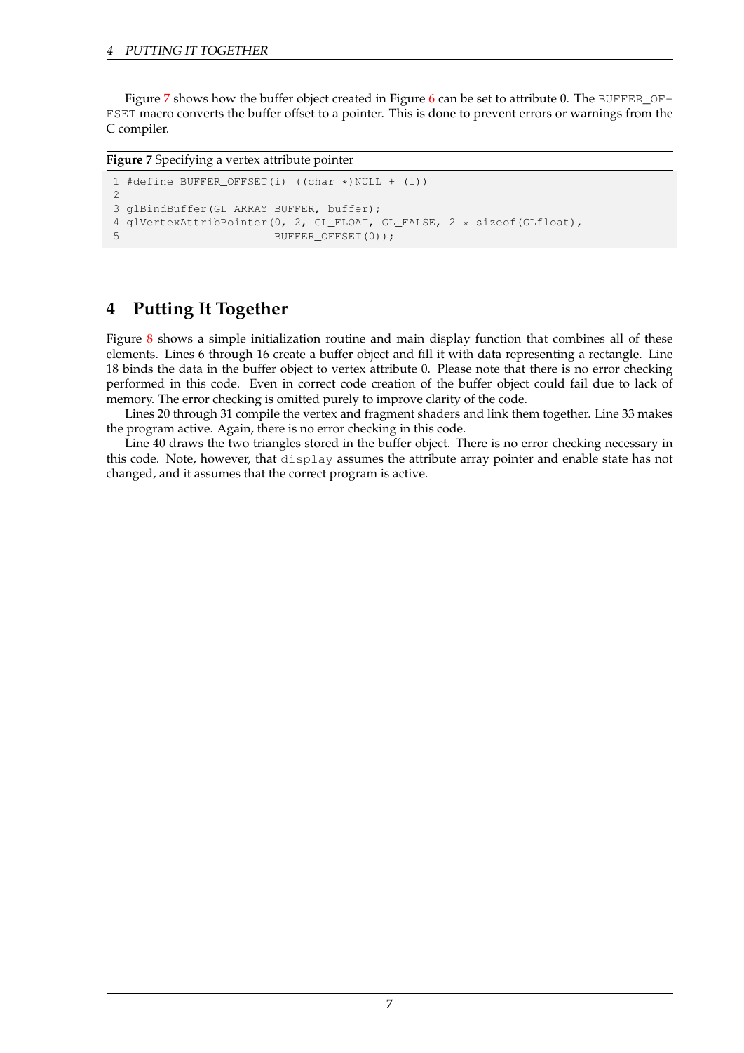Figure 7 shows how the buffer object created in Figure 6 can be set to attribute 0. The `BUFFER_OFFSET` macro converts the buffer offset to a pointer. This is done to prevent errors or warnings from the C compiler.

**Figure 7** Specifying a vertex attribute pointer

```
1 #define BUFFER_OFFSET(i) ((char *)NULL + (i))
2
3 glBindBuffer(GL_ARRAY_BUFFER, buffer);
4 glVertexAttribPointer(0, 2, GL_FLOAT, GL_FALSE, 2 * sizeof(GLfloat),
5                       BUFFER_OFFSET(0));
```

# 4 Putting It Together

Figure 8 shows a simple initialization routine and main display function that combines all of these elements. Lines 6 through 16 create a buffer object and fill it with data representing a rectangle. Line 18 binds the data in the buffer object to vertex attribute 0. Please note that there is no error checking performed in this code. Even in correct code creation of the buffer object could fail due to lack of memory. The error checking is omitted purely to improve clarity of the code.

Lines 20 through 31 compile the vertex and fragment shaders and link them together. Line 33 makes the program active. Again, there is no error checking in this code.

Line 40 draws the two triangles stored in the buffer object. There is no error checking necessary in this code. Note, however, that `display` assumes the attribute array pointer and enable state has not changed, and it assumes that the correct program is active.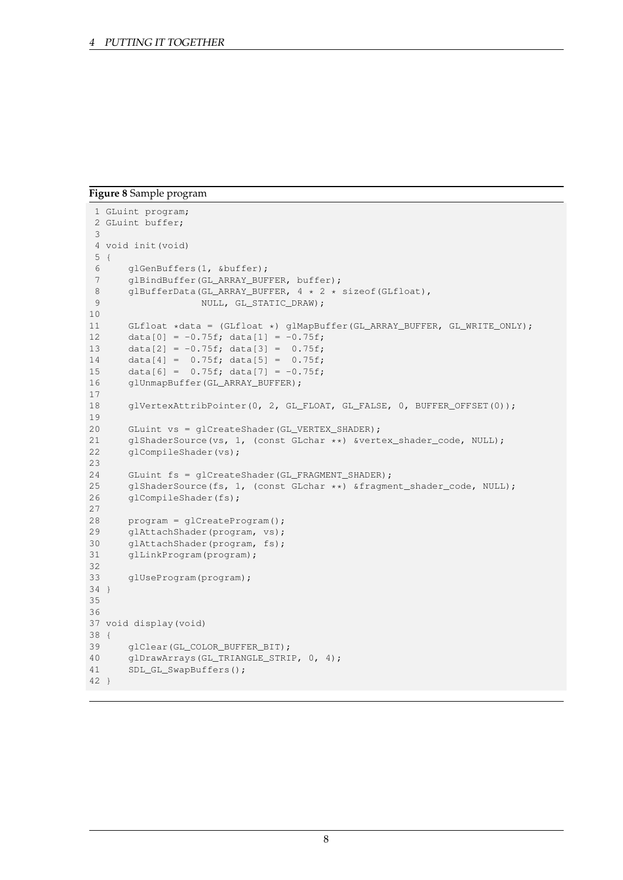**Figure 8** Sample program

```
 1 GLuint program;
 2 GLuint buffer;
 3
 4 void init(void)
 5 {
 6     glGenBuffers(1, &buffer);
 7     glBindBuffer(GL_ARRAY_BUFFER, buffer);
 8     glBufferData(GL_ARRAY_BUFFER, 4 * 2 * sizeof(GLfloat),
 9                  NULL, GL_STATIC_DRAW);
10
11     GLfloat *data = (GLfloat *) glMapBuffer(GL_ARRAY_BUFFER, GL_WRITE_ONLY);
12     data[0] = -0.75f; data[1] = -0.75f;
13     data[2] = -0.75f; data[3] =  0.75f;
14     data[4] =  0.75f; data[5] =  0.75f;
15     data[6] =  0.75f; data[7] = -0.75f;
16     glUnmapBuffer(GL_ARRAY_BUFFER);
17
18     glVertexAttribPointer(0, 2, GL_FLOAT, GL_FALSE, 0, BUFFER_OFFSET(0));
19
20     GLuint vs = glCreateShader(GL_VERTEX_SHADER);
21     glShaderSource(vs, 1, (const GLchar **) &vertex_shader_code, NULL);
22     glCompileShader(vs);
23
24     GLuint fs = glCreateShader(GL_FRAGMENT_SHADER);
25     glShaderSource(fs, 1, (const GLchar **) &fragment_shader_code, NULL);
26     glCompileShader(fs);
27
28     program = glCreateProgram();
29     glAttachShader(program, vs);
30     glAttachShader(program, fs);
31     glLinkProgram(program);
32
33     glUseProgram(program);
34 }
35
36
37 void display(void)
38 {
39     glClear(GL_COLOR_BUFFER_BIT);
40     glDrawArrays(GL_TRIANGLE_STRIP, 0, 4);
41     SDL_GL_SwapBuffers();
42 }
```